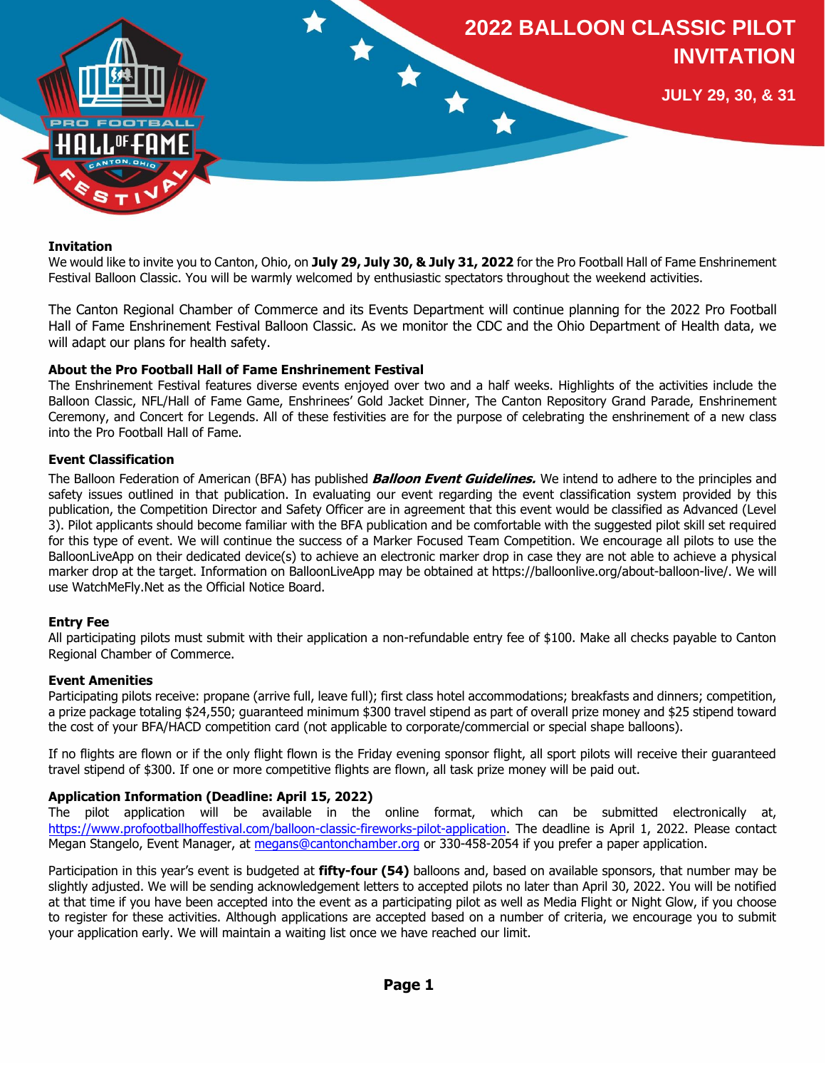# 2022 BALLOON CLASSIC PILOT INVITATION

**JULY 29, 30, & 31**

**Invitation**

We would like to invite you to Canton, Ohio, on **July 29, July 30, & July 31, 2022** for the Pro Football Hall of Fame Enshrinement Festival Balloon Classic. You will be warmly welcomed by enthusiastic spectators throughout the weekend activities.

The Canton Regional Chamber of Commerce and its Events Department will continue planning for the 2022 Pro Football Hall of Fame Enshrinement Festival Balloon Classic. As we monitor the CDC and the Ohio Department of Health data, we will adapt our plans for health safety.

**About the Pro Football Hall of Fame Enshrinement Festival**

The Enshrinement Festival features diverse events enjoyed over two and a half weeks. Highlights of the activities include the Balloon Classic, NFL/Hall of Fame Game, Enshrinees' Gold Jacket Dinner, The Canton Repository Grand Parade, Enshrinement Ceremony, and Concert for Legends. All of these festivities are for the purpose of celebrating the enshrinement of a new class into the Pro Football Hall of Fame.

**Event Classification**

The Balloon Federation of American (BFA) has published ***Balloon Event Guidelines.*** We intend to adhere to the principles and safety issues outlined in that publication. In evaluating our event regarding the event classification system provided by this publication, the Competition Director and Safety Officer are in agreement that this event would be classified as Advanced (Level 3). Pilot applicants should become familiar with the BFA publication and be comfortable with the suggested pilot skill set required for this type of event. We will continue the success of a Marker Focused Team Competition. We encourage all pilots to use the BalloonLiveApp on their dedicated device(s) to achieve an electronic marker drop in case they are not able to achieve a physical marker drop at the target. Information on BalloonLiveApp may be obtained at https://balloonlive.org/about-balloon-live/. We will use WatchMeFly.Net as the Official Notice Board.

**Entry Fee**

All participating pilots must submit with their application a non-refundable entry fee of $100. Make all checks payable to Canton Regional Chamber of Commerce.

**Event Amenities**

Participating pilots receive: propane (arrive full, leave full); first class hotel accommodations; breakfasts and dinners; competition, a prize package totaling $24,550; guaranteed minimum $300 travel stipend as part of overall prize money and $25 stipend toward the cost of your BFA/HACD competition card (not applicable to corporate/commercial or special shape balloons).

If no flights are flown or if the only flight flown is the Friday evening sponsor flight, all sport pilots will receive their guaranteed travel stipend of $300. If one or more competitive flights are flown, all task prize money will be paid out.

**Application Information (Deadline: April 15, 2022)**

The pilot application will be available in the online format, which can be submitted electronically at, [https://www.profootballhoffestival.com/balloon-classic-fireworks-pilot-application](https://www.profootballhoffestival.com/balloon-classic-fireworks-pilot-application). The deadline is April 1, 2022. Please contact Megan Stangelo, Event Manager, at [megans@cantonchamber.org](mailto:megans@cantonchamber.org) or 330-458-2054 if you prefer a paper application.

Participation in this year's event is budgeted at **fifty-four (54)** balloons and, based on available sponsors, that number may be slightly adjusted. We will be sending acknowledgement letters to accepted pilots no later than April 30, 2022. You will be notified at that time if you have been accepted into the event as a participating pilot as well as Media Flight or Night Glow, if you choose to register for these activities. Although applications are accepted based on a number of criteria, we encourage you to submit your application early. We will maintain a waiting list once we have reached our limit.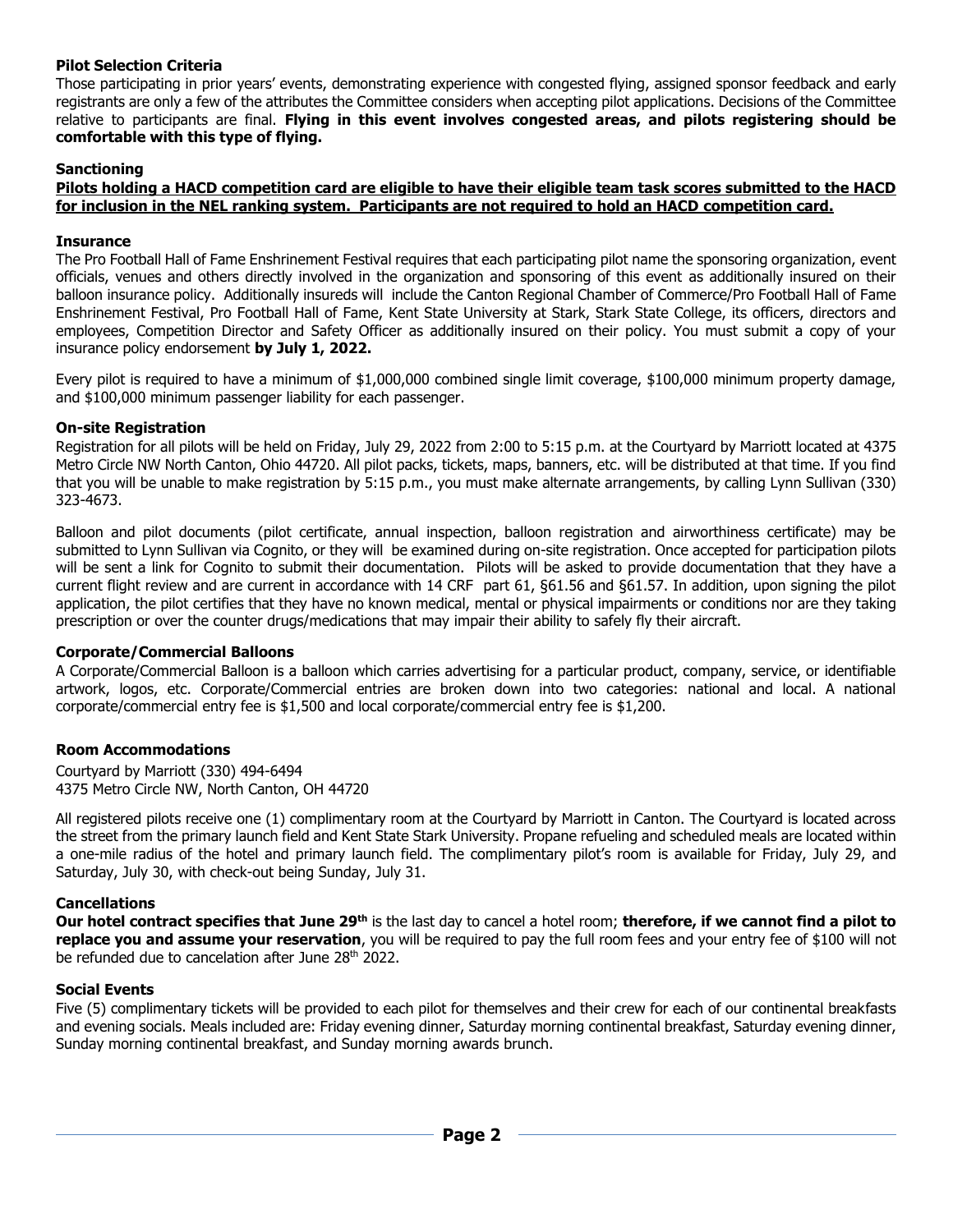### Pilot Selection Criteria

Those participating in prior years' events, demonstrating experience with congested flying, assigned sponsor feedback and early registrants are only a few of the attributes the Committee considers when accepting pilot applications. Decisions of the Committee relative to participants are final. **Flying in this event involves congested areas, and pilots registering should be comfortable with this type of flying.**

### Sanctioning

**Pilots holding a HACD competition card are eligible to have their eligible team task scores submitted to the HACD for inclusion in the NEL ranking system. Participants are not required to hold an HACD competition card.**

### Insurance

The Pro Football Hall of Fame Enshrinement Festival requires that each participating pilot name the sponsoring organization, event officials, venues and others directly involved in the organization and sponsoring of this event as additionally insured on their balloon insurance policy. Additionally insureds will include the Canton Regional Chamber of Commerce/Pro Football Hall of Fame Enshrinement Festival, Pro Football Hall of Fame, Kent State University at Stark, Stark State College, its officers, directors and employees, Competition Director and Safety Officer as additionally insured on their policy. You must submit a copy of your insurance policy endorsement **by July 1, 2022.**

Every pilot is required to have a minimum of $1,000,000 combined single limit coverage, $100,000 minimum property damage, and $100,000 minimum passenger liability for each passenger.

### On-site Registration

Registration for all pilots will be held on Friday, July 29, 2022 from 2:00 to 5:15 p.m. at the Courtyard by Marriott located at 4375 Metro Circle NW North Canton, Ohio 44720. All pilot packs, tickets, maps, banners, etc. will be distributed at that time. If you find that you will be unable to make registration by 5:15 p.m., you must make alternate arrangements, by calling Lynn Sullivan (330) 323-4673.

Balloon and pilot documents (pilot certificate, annual inspection, balloon registration and airworthiness certificate) may be submitted to Lynn Sullivan via Cognito, or they will be examined during on-site registration. Once accepted for participation pilots will be sent a link for Cognito to submit their documentation. Pilots will be asked to provide documentation that they have a current flight review and are current in accordance with 14 CRF part 61, §61.56 and §61.57. In addition, upon signing the pilot application, the pilot certifies that they have no known medical, mental or physical impairments or conditions nor are they taking prescription or over the counter drugs/medications that may impair their ability to safely fly their aircraft.

### Corporate/Commercial Balloons

A Corporate/Commercial Balloon is a balloon which carries advertising for a particular product, company, service, or identifiable artwork, logos, etc. Corporate/Commercial entries are broken down into two categories: national and local. A national corporate/commercial entry fee is $1,500 and local corporate/commercial entry fee is $1,200.

### Room Accommodations

Courtyard by Marriott (330) 494-6494
4375 Metro Circle NW, North Canton, OH 44720

All registered pilots receive one (1) complimentary room at the Courtyard by Marriott in Canton. The Courtyard is located across the street from the primary launch field and Kent State Stark University. Propane refueling and scheduled meals are located within a one-mile radius of the hotel and primary launch field. The complimentary pilot's room is available for Friday, July 29, and Saturday, July 30, with check-out being Sunday, July 31.

### Cancellations

**Our hotel contract specifies that June 29th** is the last day to cancel a hotel room; **therefore, if we cannot find a pilot to replace you and assume your reservation**, you will be required to pay the full room fees and your entry fee of $100 will not be refunded due to cancelation after June 28th 2022.

### Social Events

Five (5) complimentary tickets will be provided to each pilot for themselves and their crew for each of our continental breakfasts and evening socials. Meals included are: Friday evening dinner, Saturday morning continental breakfast, Saturday evening dinner, Sunday morning continental breakfast, and Sunday morning awards brunch.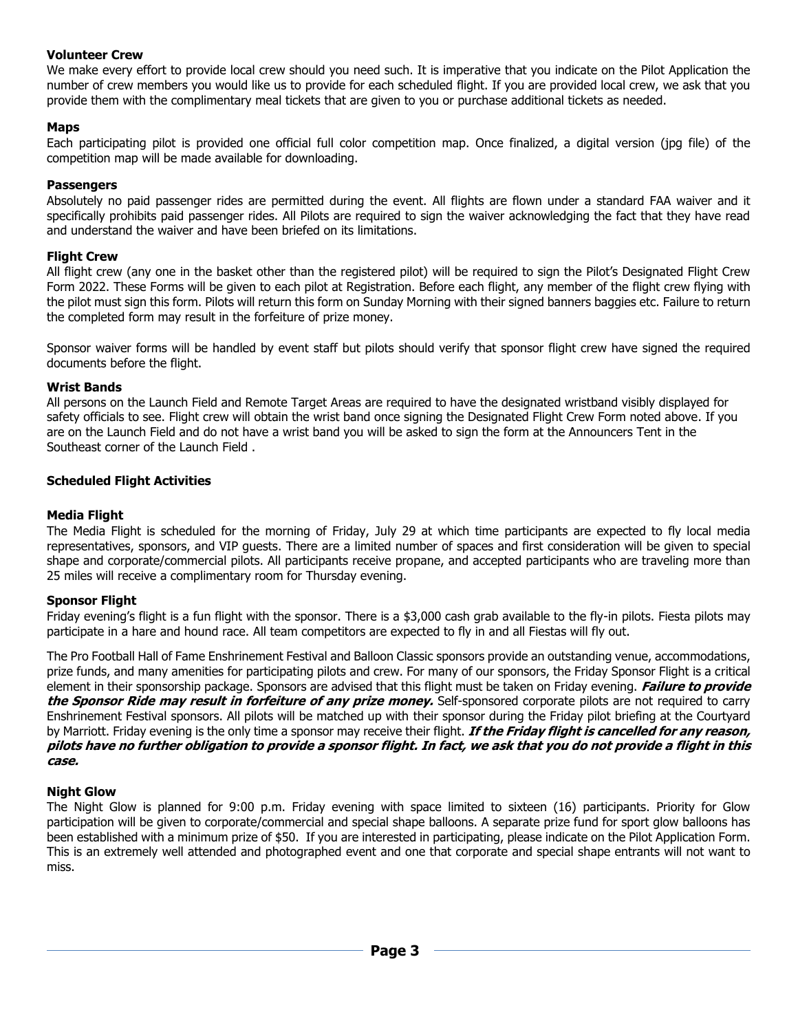**Volunteer Crew**

We make every effort to provide local crew should you need such. It is imperative that you indicate on the Pilot Application the number of crew members you would like us to provide for each scheduled flight. If you are provided local crew, we ask that you provide them with the complimentary meal tickets that are given to you or purchase additional tickets as needed.

**Maps**

Each participating pilot is provided one official full color competition map. Once finalized, a digital version (jpg file) of the competition map will be made available for downloading.

**Passengers**

Absolutely no paid passenger rides are permitted during the event. All flights are flown under a standard FAA waiver and it specifically prohibits paid passenger rides. All Pilots are required to sign the waiver acknowledging the fact that they have read and understand the waiver and have been briefed on its limitations.

**Flight Crew**

All flight crew (any one in the basket other than the registered pilot) will be required to sign the Pilot's Designated Flight Crew Form 2022. These Forms will be given to each pilot at Registration. Before each flight, any member of the flight crew flying with the pilot must sign this form. Pilots will return this form on Sunday Morning with their signed banners baggies etc. Failure to return the completed form may result in the forfeiture of prize money.

Sponsor waiver forms will be handled by event staff but pilots should verify that sponsor flight crew have signed the required documents before the flight.

**Wrist Bands**

All persons on the Launch Field and Remote Target Areas are required to have the designated wristband visibly displayed for safety officials to see. Flight crew will obtain the wrist band once signing the Designated Flight Crew Form noted above. If you are on the Launch Field and do not have a wrist band you will be asked to sign the form at the Announcers Tent in the Southeast corner of the Launch Field .

**Scheduled Flight Activities**

**Media Flight**

The Media Flight is scheduled for the morning of Friday, July 29 at which time participants are expected to fly local media representatives, sponsors, and VIP guests. There are a limited number of spaces and first consideration will be given to special shape and corporate/commercial pilots. All participants receive propane, and accepted participants who are traveling more than 25 miles will receive a complimentary room for Thursday evening.

**Sponsor Flight**

Friday evening's flight is a fun flight with the sponsor. There is a $3,000 cash grab available to the fly-in pilots. Fiesta pilots may participate in a hare and hound race. All team competitors are expected to fly in and all Fiestas will fly out.

The Pro Football Hall of Fame Enshrinement Festival and Balloon Classic sponsors provide an outstanding venue, accommodations, prize funds, and many amenities for participating pilots and crew. For many of our sponsors, the Friday Sponsor Flight is a critical element in their sponsorship package. Sponsors are advised that this flight must be taken on Friday evening. ***Failure to provide the Sponsor Ride may result in forfeiture of any prize money.*** Self-sponsored corporate pilots are not required to carry Enshrinement Festival sponsors. All pilots will be matched up with their sponsor during the Friday pilot briefing at the Courtyard by Marriott. Friday evening is the only time a sponsor may receive their flight. ***If the Friday flight is cancelled for any reason, pilots have no further obligation to provide a sponsor flight. In fact, we ask that you do not provide a flight in this case.***

**Night Glow**

The Night Glow is planned for 9:00 p.m. Friday evening with space limited to sixteen (16) participants. Priority for Glow participation will be given to corporate/commercial and special shape balloons. A separate prize fund for sport glow balloons has been established with a minimum prize of $50. If you are interested in participating, please indicate on the Pilot Application Form. This is an extremely well attended and photographed event and one that corporate and special shape entrants will not want to miss.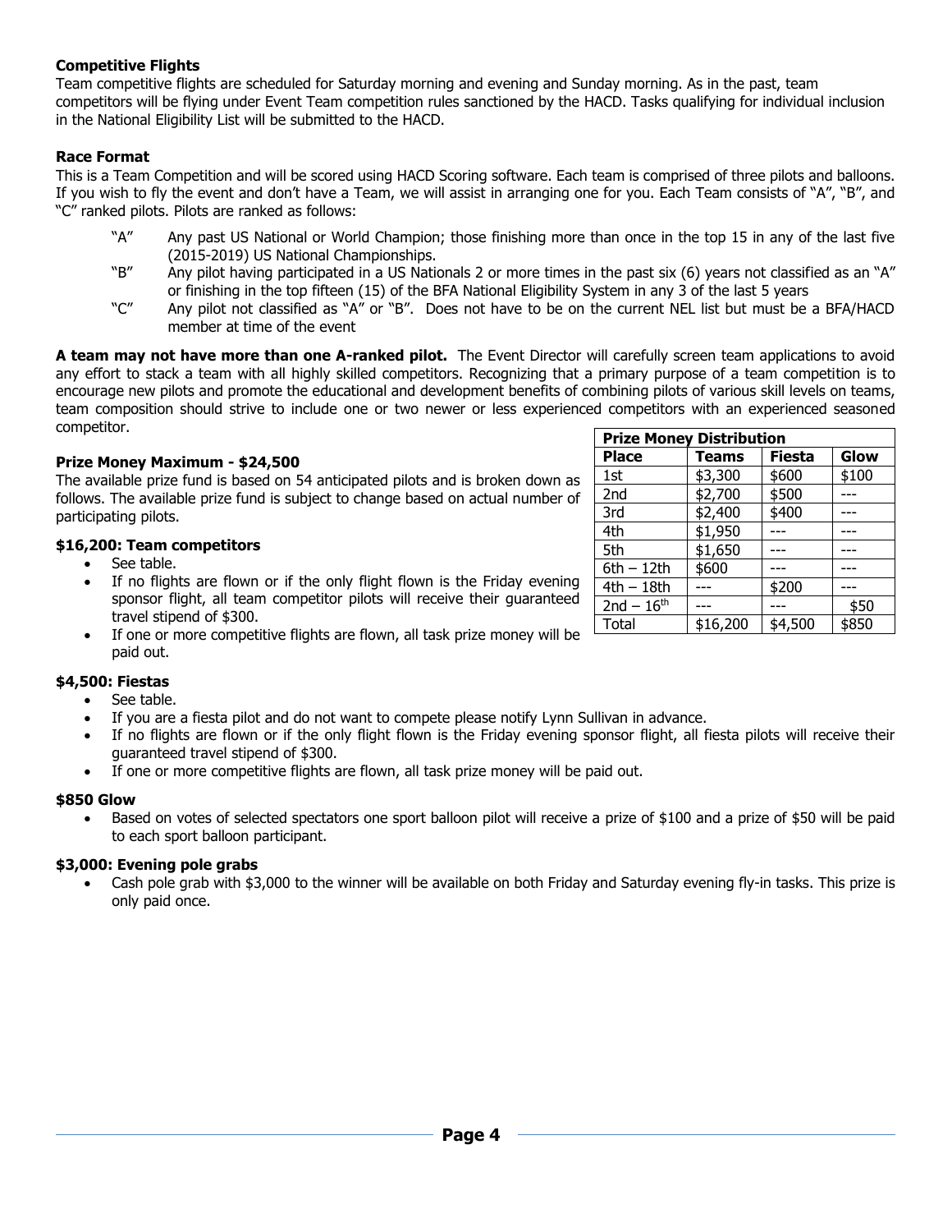### Competitive Flights

Team competitive flights are scheduled for Saturday morning and evening and Sunday morning. As in the past, team competitors will be flying under Event Team competition rules sanctioned by the HACD. Tasks qualifying for individual inclusion in the National Eligibility List will be submitted to the HACD.

### Race Format

This is a Team Competition and will be scored using HACD Scoring software. Each team is comprised of three pilots and balloons. If you wish to fly the event and don't have a Team, we will assist in arranging one for you. Each Team consists of "A", "B", and "C" ranked pilots. Pilots are ranked as follows:

- "A" Any past US National or World Champion; those finishing more than once in the top 15 in any of the last five (2015-2019) US National Championships.
- "B" Any pilot having participated in a US Nationals 2 or more times in the past six (6) years not classified as an "A" or finishing in the top fifteen (15) of the BFA National Eligibility System in any 3 of the last 5 years
- "C" Any pilot not classified as "A" or "B". Does not have to be on the current NEL list but must be a BFA/HACD member at time of the event

**A team may not have more than one A-ranked pilot.** The Event Director will carefully screen team applications to avoid any effort to stack a team with all highly skilled competitors. Recognizing that a primary purpose of a team competition is to encourage new pilots and promote the educational and development benefits of combining pilots of various skill levels on teams, team composition should strive to include one or two newer or less experienced competitors with an experienced seasoned competitor.

### Prize Money Maximum - $24,500

The available prize fund is based on 54 anticipated pilots and is broken down as follows. The available prize fund is subject to change based on actual number of participating pilots.

| Prize Money Distribution | | | |
|---|---|---|---|
| **Place** | **Teams** | **Fiesta** | **Glow** |
| 1st | $3,300 | $600 | $100 |
| 2nd | $2,700 | $500 | --- |
| 3rd | $2,400 | $400 | --- |
| 4th | $1,950 | --- | --- |
| 5th | $1,650 | --- | --- |
| 6th – 12th | $600 | --- | --- |
| 4th – 18th | --- | $200 | --- |
| 2nd – 16th | --- | --- | $50 |
| Total | $16,200 | $4,500 | $850 |

### $16,200: Team competitors

- See table.
- If no flights are flown or if the only flight flown is the Friday evening sponsor flight, all team competitor pilots will receive their guaranteed travel stipend of $300.
- If one or more competitive flights are flown, all task prize money will be paid out.

### $4,500: Fiestas

- See table.
- If you are a fiesta pilot and do not want to compete please notify Lynn Sullivan in advance.
- If no flights are flown or if the only flight flown is the Friday evening sponsor flight, all fiesta pilots will receive their guaranteed travel stipend of $300.
- If one or more competitive flights are flown, all task prize money will be paid out.

### $850 Glow

- Based on votes of selected spectators one sport balloon pilot will receive a prize of $100 and a prize of $50 will be paid to each sport balloon participant.

### $3,000: Evening pole grabs

- Cash pole grab with $3,000 to the winner will be available on both Friday and Saturday evening fly-in tasks. This prize is only paid once.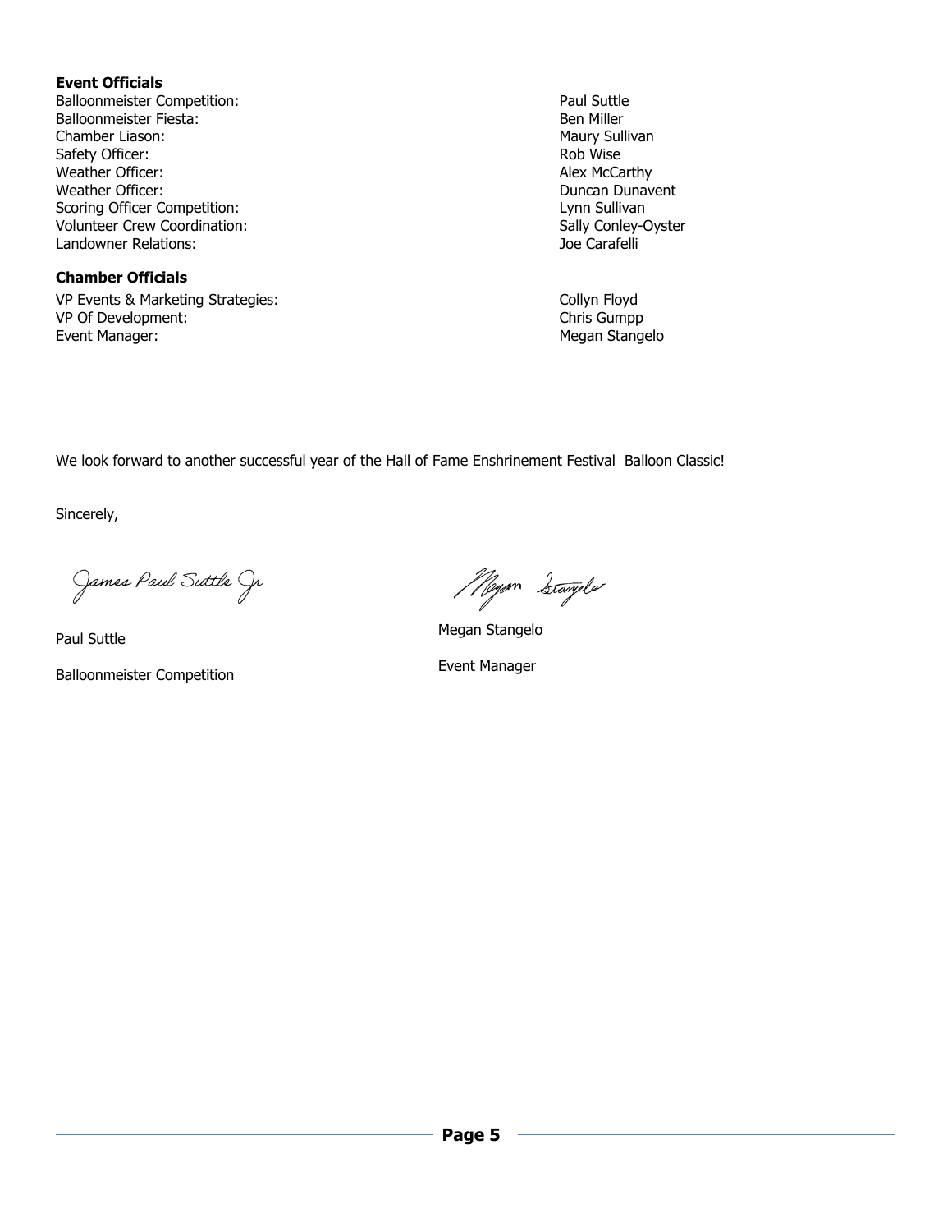**Event Officials**

| | |
|---|---|
| Balloonmeister Competition: | Paul Suttle |
| Balloonmeister Fiesta: | Ben Miller |
| Chamber Liason: | Maury Sullivan |
| Safety Officer: | Rob Wise |
| Weather Officer: | Alex McCarthy |
| Weather Officer: | Duncan Dunavent |
| Scoring Officer Competition: | Lynn Sullivan |
| Volunteer Crew Coordination: | Sally Conley-Oyster |
| Landowner Relations: | Joe Carafelli |

**Chamber Officials**

| | |
|---|---|
| VP Events & Marketing Strategies: | Collyn Floyd |
| VP Of Development: | Chris Gumpp |
| Event Manager: | Megan Stangelo |

We look forward to another successful year of the Hall of Fame Enshrinement Festival Balloon Classic!

Sincerely,

*James Paul Suttle Jr*

Paul Suttle

Balloonmeister Competition

*Megan Stangelo*

Megan Stangelo

Event Manager